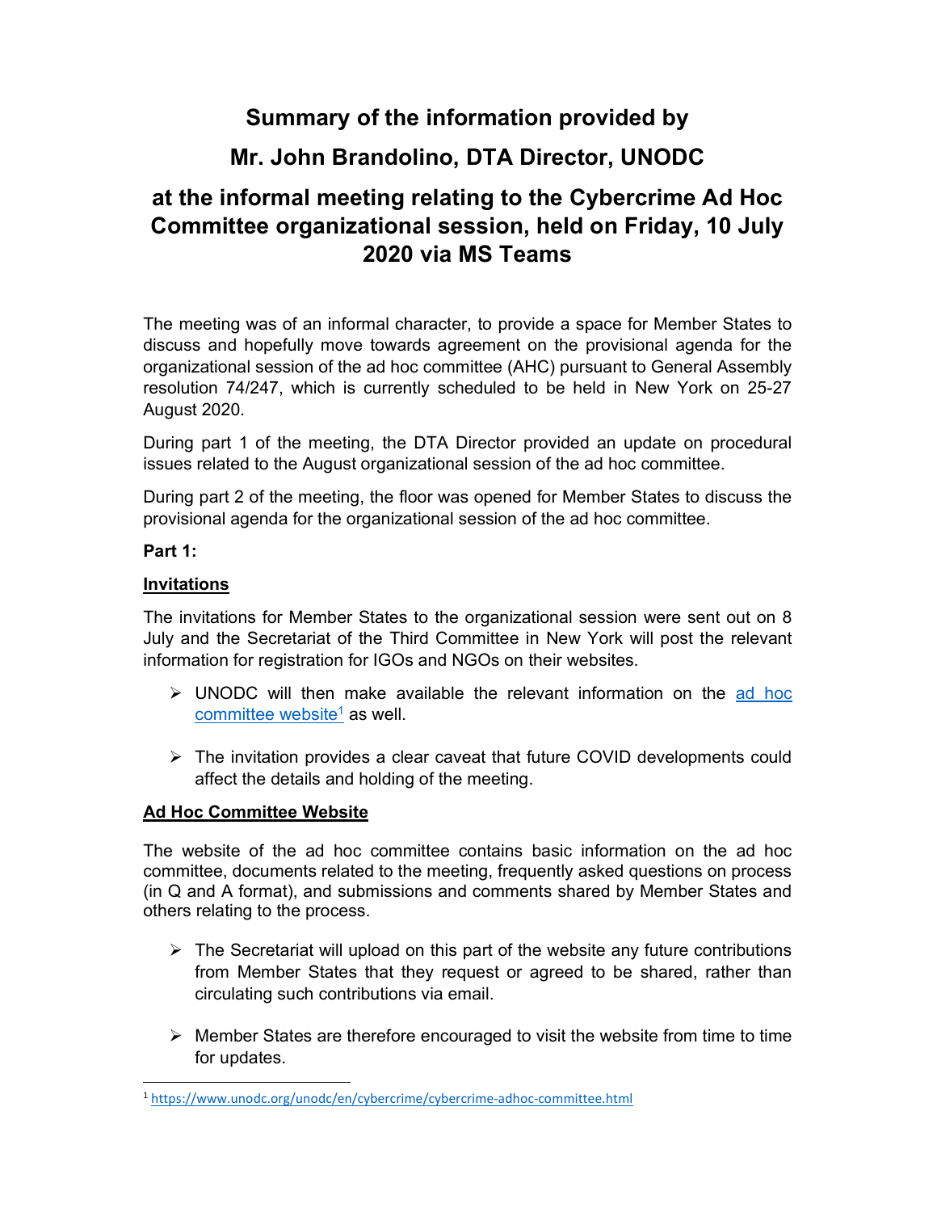# Summary of the information provided by

# Mr. John Brandolino, DTA Director, UNODC

# at the informal meeting relating to the Cybercrime Ad Hoc Committee organizational session, held on Friday, 10 July 2020 via MS Teams

The meeting was of an informal character, to provide a space for Member States to discuss and hopefully move towards agreement on the provisional agenda for the organizational session of the ad hoc committee (AHC) pursuant to General Assembly resolution 74/247, which is currently scheduled to be held in New York on 25-27 August 2020.

During part 1 of the meeting, the DTA Director provided an update on procedural issues related to the August organizational session of the ad hoc committee.

During part 2 of the meeting, the floor was opened for Member States to discuss the provisional agenda for the organizational session of the ad hoc committee.

**Part 1:**

**Invitations**

The invitations for Member States to the organizational session were sent out on 8 July and the Secretariat of the Third Committee in New York will post the relevant information for registration for IGOs and NGOs on their websites.

- UNODC will then make available the relevant information on the ad hoc committee website[1] as well.
- The invitation provides a clear caveat that future COVID developments could affect the details and holding of the meeting.

**Ad Hoc Committee Website**

The website of the ad hoc committee contains basic information on the ad hoc committee, documents related to the meeting, frequently asked questions on process (in Q and A format), and submissions and comments shared by Member States and others relating to the process.

- The Secretariat will upload on this part of the website any future contributions from Member States that they request or agreed to be shared, rather than circulating such contributions via email.
- Member States are therefore encouraged to visit the website from time to time for updates.

[1] https://www.unodc.org/unodc/en/cybercrime/cybercrime-adhoc-committee.html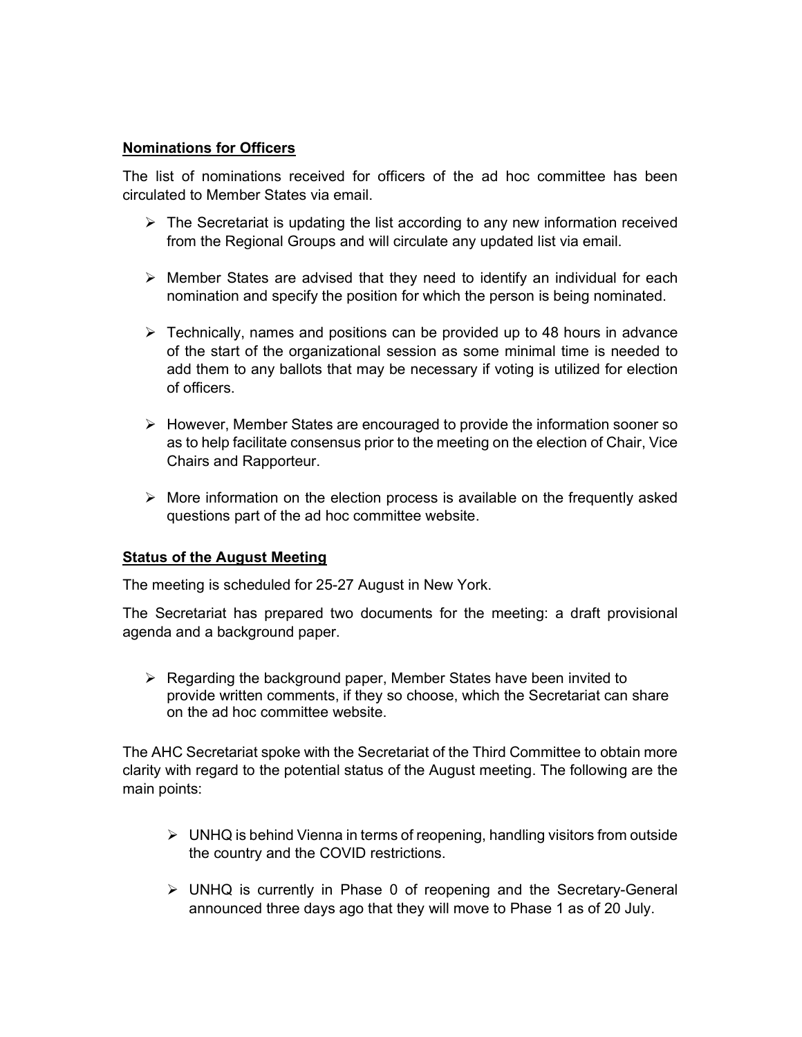## Nominations for Officers

The list of nominations received for officers of the ad hoc committee has been circulated to Member States via email.

- The Secretariat is updating the list according to any new information received from the Regional Groups and will circulate any updated list via email.
- Member States are advised that they need to identify an individual for each nomination and specify the position for which the person is being nominated.
- Technically, names and positions can be provided up to 48 hours in advance of the start of the organizational session as some minimal time is needed to add them to any ballots that may be necessary if voting is utilized for election of officers.
- However, Member States are encouraged to provide the information sooner so as to help facilitate consensus prior to the meeting on the election of Chair, Vice Chairs and Rapporteur.
- More information on the election process is available on the frequently asked questions part of the ad hoc committee website.

## Status of the August Meeting

The meeting is scheduled for 25-27 August in New York.

The Secretariat has prepared two documents for the meeting: a draft provisional agenda and a background paper.

- Regarding the background paper, Member States have been invited to provide written comments, if they so choose, which the Secretariat can share on the ad hoc committee website.

The AHC Secretariat spoke with the Secretariat of the Third Committee to obtain more clarity with regard to the potential status of the August meeting. The following are the main points:

- UNHQ is behind Vienna in terms of reopening, handling visitors from outside the country and the COVID restrictions.
- UNHQ is currently in Phase 0 of reopening and the Secretary-General announced three days ago that they will move to Phase 1 as of 20 July.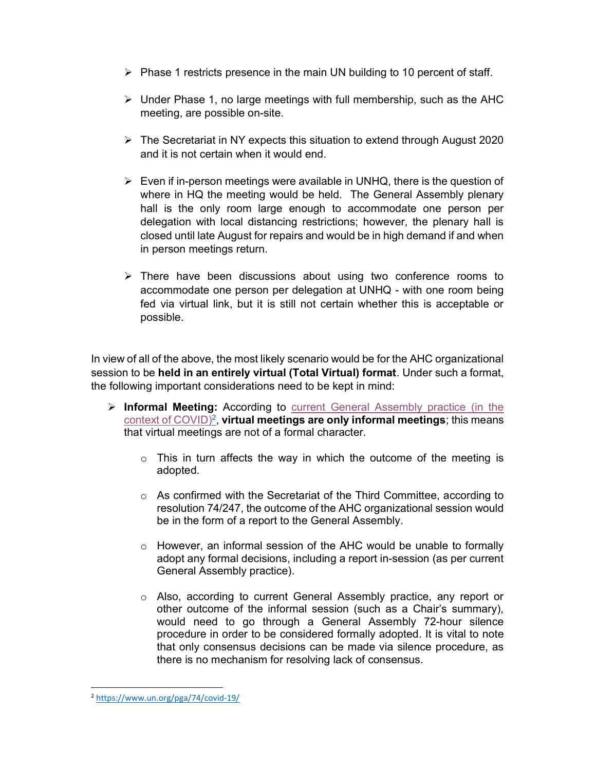- Phase 1 restricts presence in the main UN building to 10 percent of staff.

- Under Phase 1, no large meetings with full membership, such as the AHC meeting, are possible on-site.

- The Secretariat in NY expects this situation to extend through August 2020 and it is not certain when it would end.

- Even if in-person meetings were available in UNHQ, there is the question of where in HQ the meeting would be held. The General Assembly plenary hall is the only room large enough to accommodate one person per delegation with local distancing restrictions; however, the plenary hall is closed until late August for repairs and would be in high demand if and when in person meetings return.

- There have been discussions about using two conference rooms to accommodate one person per delegation at UNHQ - with one room being fed via virtual link, but it is still not certain whether this is acceptable or possible.

In view of all of the above, the most likely scenario would be for the AHC organizational session to be **held in an entirely virtual (Total Virtual) format**. Under such a format, the following important considerations need to be kept in mind:

- **Informal Meeting:** According to current General Assembly practice (in the context of COVID)[2], **virtual meetings are only informal meetings**; this means that virtual meetings are not of a formal character.
  - This in turn affects the way in which the outcome of the meeting is adopted.
  - As confirmed with the Secretariat of the Third Committee, according to resolution 74/247, the outcome of the AHC organizational session would be in the form of a report to the General Assembly.
  - However, an informal session of the AHC would be unable to formally adopt any formal decisions, including a report in-session (as per current General Assembly practice).
  - Also, according to current General Assembly practice, any report or other outcome of the informal session (such as a Chair's summary), would need to go through a General Assembly 72-hour silence procedure in order to be considered formally adopted. It is vital to note that only consensus decisions can be made via silence procedure, as there is no mechanism for resolving lack of consensus.

[2] https://www.un.org/pga/74/covid-19/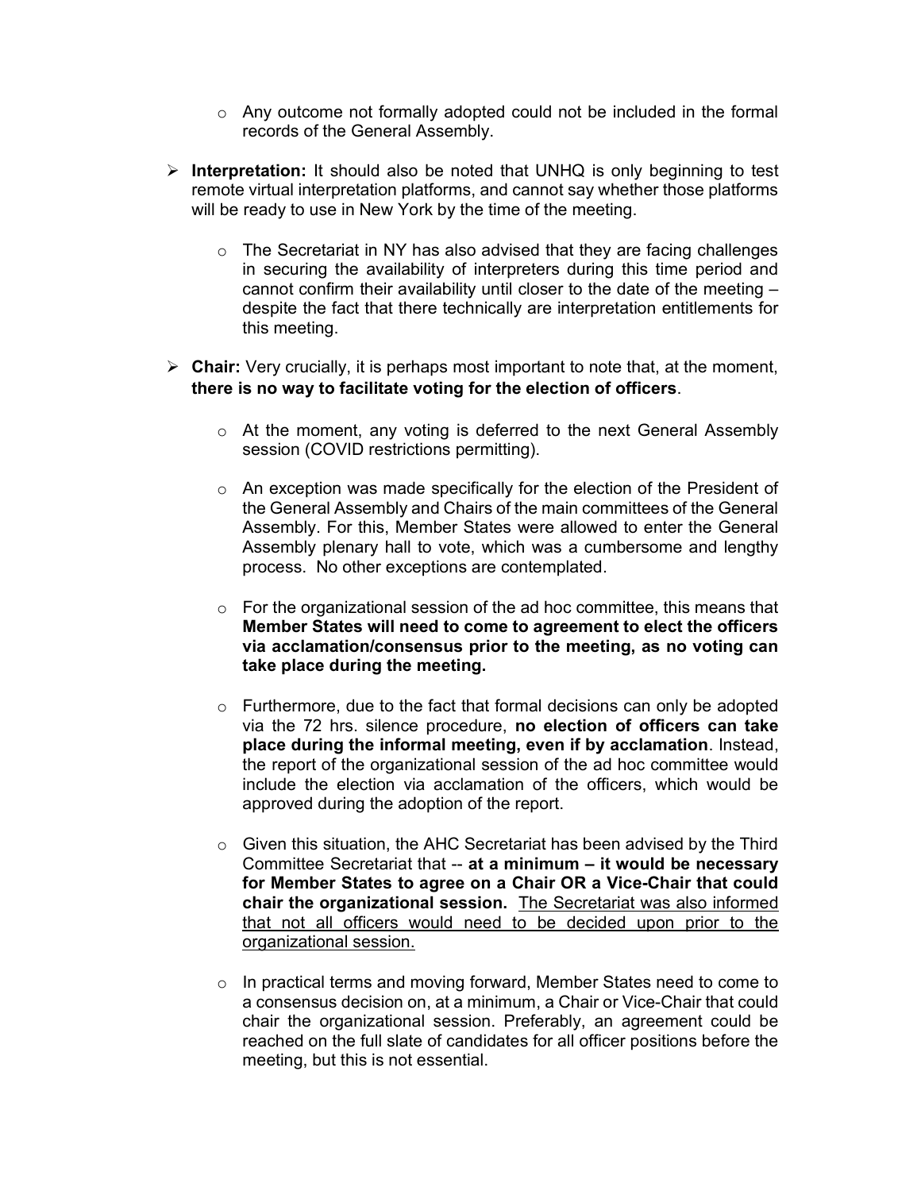- Any outcome not formally adopted could not be included in the formal records of the General Assembly.

- **Interpretation:** It should also be noted that UNHQ is only beginning to test remote virtual interpretation platforms, and cannot say whether those platforms will be ready to use in New York by the time of the meeting.

  - The Secretariat in NY has also advised that they are facing challenges in securing the availability of interpreters during this time period and cannot confirm their availability until closer to the date of the meeting – despite the fact that there technically are interpretation entitlements for this meeting.

- **Chair:** Very crucially, it is perhaps most important to note that, at the moment, **there is no way to facilitate voting for the election of officers**.

  - At the moment, any voting is deferred to the next General Assembly session (COVID restrictions permitting).

  - An exception was made specifically for the election of the President of the General Assembly and Chairs of the main committees of the General Assembly. For this, Member States were allowed to enter the General Assembly plenary hall to vote, which was a cumbersome and lengthy process. No other exceptions are contemplated.

  - For the organizational session of the ad hoc committee, this means that **Member States will need to come to agreement to elect the officers via acclamation/consensus prior to the meeting, as no voting can take place during the meeting.**

  - Furthermore, due to the fact that formal decisions can only be adopted via the 72 hrs. silence procedure, **no election of officers can take place during the informal meeting, even if by acclamation**. Instead, the report of the organizational session of the ad hoc committee would include the election via acclamation of the officers, which would be approved during the adoption of the report.

  - Given this situation, the AHC Secretariat has been advised by the Third Committee Secretariat that -- **at a minimum – it would be necessary for Member States to agree on a Chair OR a Vice-Chair that could chair the organizational session.** <u>The Secretariat was also informed that not all officers would need to be decided upon prior to the organizational session.</u>

  - In practical terms and moving forward, Member States need to come to a consensus decision on, at a minimum, a Chair or Vice-Chair that could chair the organizational session. Preferably, an agreement could be reached on the full slate of candidates for all officer positions before the meeting, but this is not essential.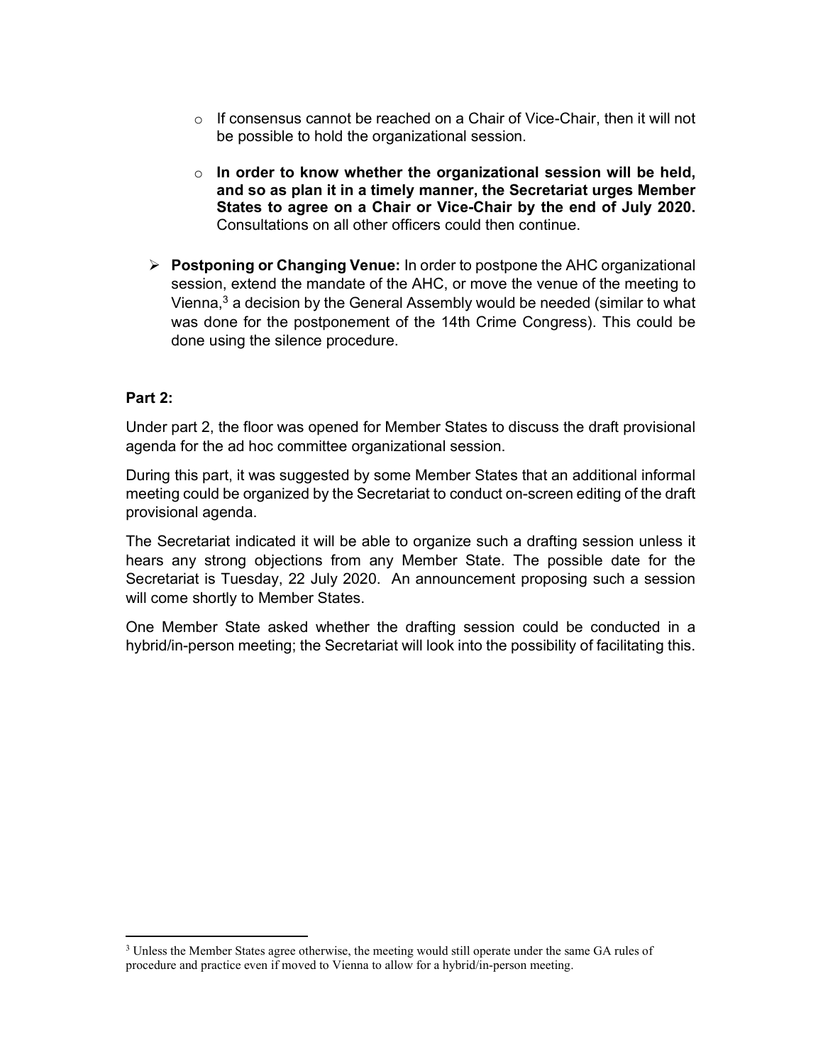- If consensus cannot be reached on a Chair of Vice-Chair, then it will not be possible to hold the organizational session.

  - **In order to know whether the organizational session will be held, and so as plan it in a timely manner, the Secretariat urges Member States to agree on a Chair or Vice-Chair by the end of July 2020.** Consultations on all other officers could then continue.

- **Postponing or Changing Venue:** In order to postpone the AHC organizational session, extend the mandate of the AHC, or move the venue of the meeting to Vienna,[3] a decision by the General Assembly would be needed (similar to what was done for the postponement of the 14th Crime Congress). This could be done using the silence procedure.

**Part 2:**

Under part 2, the floor was opened for Member States to discuss the draft provisional agenda for the ad hoc committee organizational session.

During this part, it was suggested by some Member States that an additional informal meeting could be organized by the Secretariat to conduct on-screen editing of the draft provisional agenda.

The Secretariat indicated it will be able to organize such a drafting session unless it hears any strong objections from any Member State. The possible date for the Secretariat is Tuesday, 22 July 2020. An announcement proposing such a session will come shortly to Member States.

One Member State asked whether the drafting session could be conducted in a hybrid/in-person meeting; the Secretariat will look into the possibility of facilitating this.

---

[3] Unless the Member States agree otherwise, the meeting would still operate under the same GA rules of procedure and practice even if moved to Vienna to allow for a hybrid/in-person meeting.